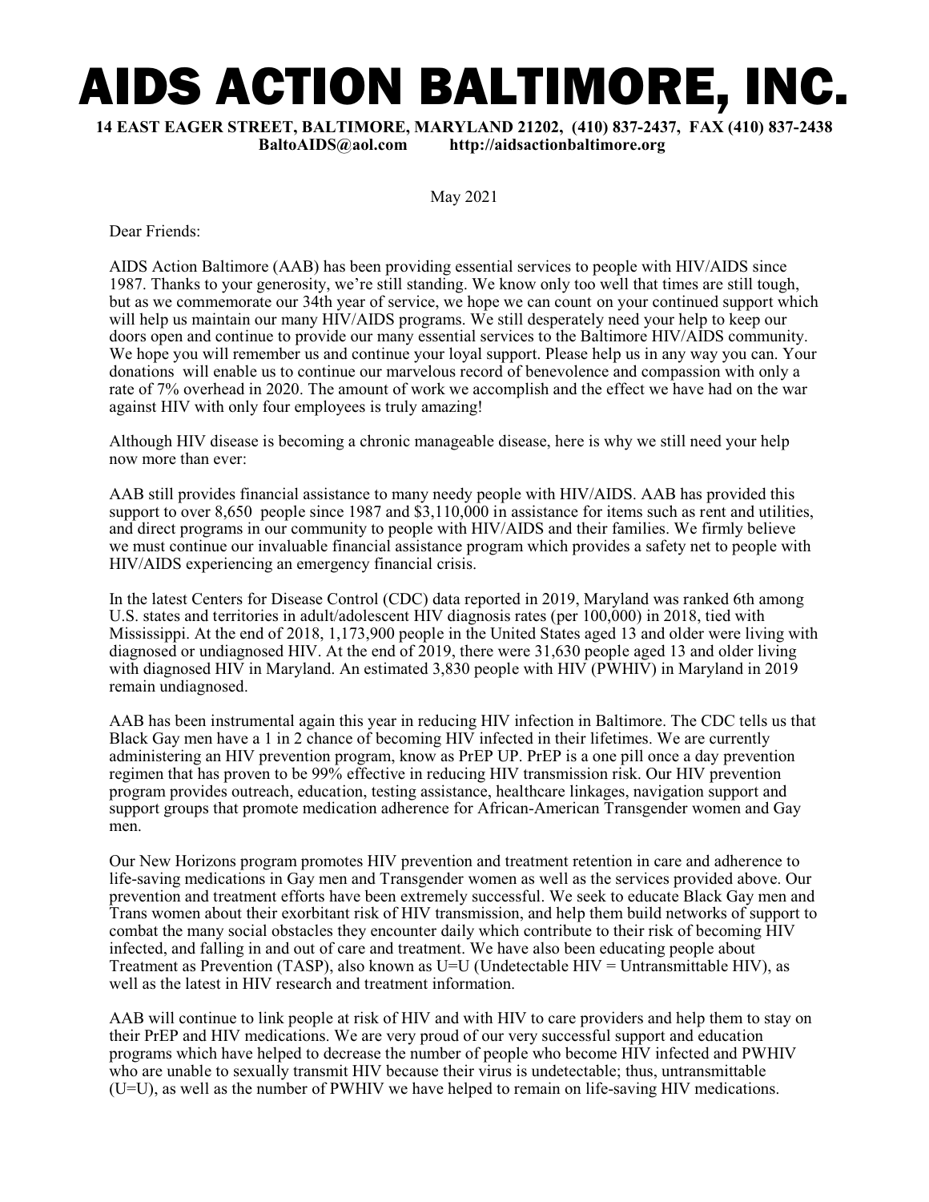# AIDS ACTION BALTIMORE, INC.

**14 EAST EAGER STREET, BALTIMORE, MARYLAND 21202, (410) 837-2437, FAX (410) 837-2438**
**BaltoAIDS@aol.com http://aidsactionbaltimore.org**

May 2021

Dear Friends:

AIDS Action Baltimore (AAB) has been providing essential services to people with HIV/AIDS since 1987. Thanks to your generosity, we're still standing. We know only too well that times are still tough, but as we commemorate our 34th year of service, we hope we can count on your continued support which will help us maintain our many HIV/AIDS programs. We still desperately need your help to keep our doors open and continue to provide our many essential services to the Baltimore HIV/AIDS community. We hope you will remember us and continue your loyal support. Please help us in any way you can. Your donations will enable us to continue our marvelous record of benevolence and compassion with only a rate of 7% overhead in 2020. The amount of work we accomplish and the effect we have had on the war against HIV with only four employees is truly amazing!

Although HIV disease is becoming a chronic manageable disease, here is why we still need your help now more than ever:

AAB still provides financial assistance to many needy people with HIV/AIDS. AAB has provided this support to over 8,650 people since 1987 and $3,110,000 in assistance for items such as rent and utilities, and direct programs in our community to people with HIV/AIDS and their families. We firmly believe we must continue our invaluable financial assistance program which provides a safety net to people with HIV/AIDS experiencing an emergency financial crisis.

In the latest Centers for Disease Control (CDC) data reported in 2019, Maryland was ranked 6th among U.S. states and territories in adult/adolescent HIV diagnosis rates (per 100,000) in 2018, tied with Mississippi. At the end of 2018, 1,173,900 people in the United States aged 13 and older were living with diagnosed or undiagnosed HIV. At the end of 2019, there were 31,630 people aged 13 and older living with diagnosed HIV in Maryland. An estimated 3,830 people with HIV (PWHIV) in Maryland in 2019 remain undiagnosed.

AAB has been instrumental again this year in reducing HIV infection in Baltimore. The CDC tells us that Black Gay men have a 1 in 2 chance of becoming HIV infected in their lifetimes. We are currently administering an HIV prevention program, know as PrEP UP. PrEP is a one pill once a day prevention regimen that has proven to be 99% effective in reducing HIV transmission risk. Our HIV prevention program provides outreach, education, testing assistance, healthcare linkages, navigation support and support groups that promote medication adherence for African-American Transgender women and Gay men.

Our New Horizons program promotes HIV prevention and treatment retention in care and adherence to life-saving medications in Gay men and Transgender women as well as the services provided above. Our prevention and treatment efforts have been extremely successful. We seek to educate Black Gay men and Trans women about their exorbitant risk of HIV transmission, and help them build networks of support to combat the many social obstacles they encounter daily which contribute to their risk of becoming HIV infected, and falling in and out of care and treatment. We have also been educating people about Treatment as Prevention (TASP), also known as U=U (Undetectable HIV = Untransmittable HIV), as well as the latest in HIV research and treatment information.

AAB will continue to link people at risk of HIV and with HIV to care providers and help them to stay on their PrEP and HIV medications. We are very proud of our very successful support and education programs which have helped to decrease the number of people who become HIV infected and PWHIV who are unable to sexually transmit HIV because their virus is undetectable; thus, untransmittable (U=U), as well as the number of PWHIV we have helped to remain on life-saving HIV medications.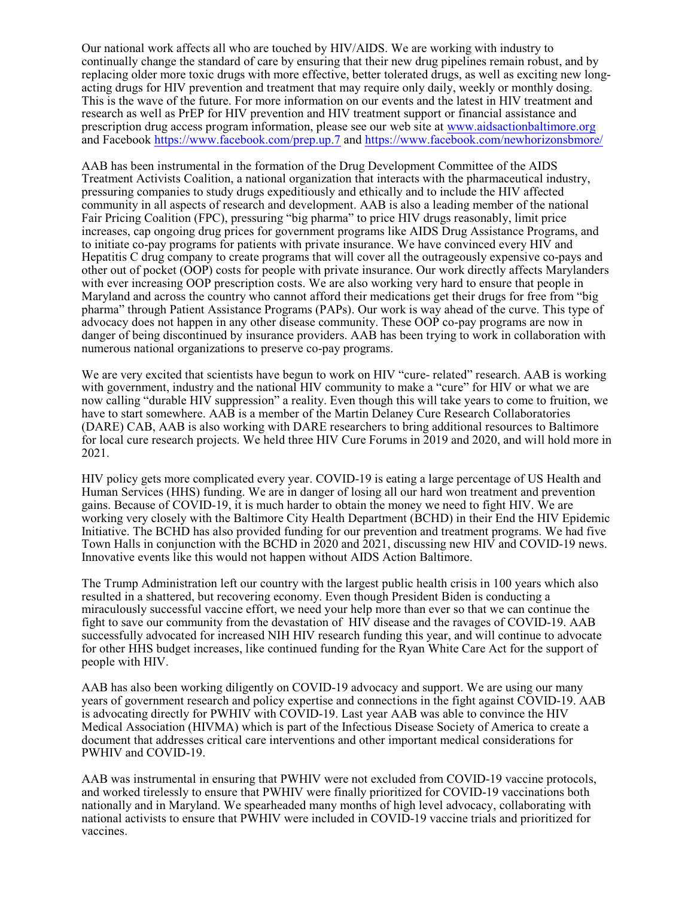Our national work affects all who are touched by HIV/AIDS. We are working with industry to continually change the standard of care by ensuring that their new drug pipelines remain robust, and by replacing older more toxic drugs with more effective, better tolerated drugs, as well as exciting new long-acting drugs for HIV prevention and treatment that may require only daily, weekly or monthly dosing. This is the wave of the future. For more information on our events and the latest in HIV treatment and research as well as PrEP for HIV prevention and HIV treatment support or financial assistance and prescription drug access program information, please see our web site at www.aidsactionbaltimore.org and Facebook https://www.facebook.com/prep.up.7 and https://www.facebook.com/newhorizonsbmore/

AAB has been instrumental in the formation of the Drug Development Committee of the AIDS Treatment Activists Coalition, a national organization that interacts with the pharmaceutical industry, pressuring companies to study drugs expeditiously and ethically and to include the HIV affected community in all aspects of research and development. AAB is also a leading member of the national Fair Pricing Coalition (FPC), pressuring "big pharma" to price HIV drugs reasonably, limit price increases, cap ongoing drug prices for government programs like AIDS Drug Assistance Programs, and to initiate co-pay programs for patients with private insurance. We have convinced every HIV and Hepatitis C drug company to create programs that will cover all the outrageously expensive co-pays and other out of pocket (OOP) costs for people with private insurance. Our work directly affects Marylanders with ever increasing OOP prescription costs. We are also working very hard to ensure that people in Maryland and across the country who cannot afford their medications get their drugs for free from "big pharma" through Patient Assistance Programs (PAPs). Our work is way ahead of the curve. This type of advocacy does not happen in any other disease community. These OOP co-pay programs are now in danger of being discontinued by insurance providers. AAB has been trying to work in collaboration with numerous national organizations to preserve co-pay programs.

We are very excited that scientists have begun to work on HIV "cure- related" research. AAB is working with government, industry and the national HIV community to make a "cure" for HIV or what we are now calling "durable HIV suppression" a reality. Even though this will take years to come to fruition, we have to start somewhere. AAB is a member of the Martin Delaney Cure Research Collaboratories (DARE) CAB, AAB is also working with DARE researchers to bring additional resources to Baltimore for local cure research projects. We held three HIV Cure Forums in 2019 and 2020, and will hold more in 2021.

HIV policy gets more complicated every year. COVID-19 is eating a large percentage of US Health and Human Services (HHS) funding. We are in danger of losing all our hard won treatment and prevention gains. Because of COVID-19, it is much harder to obtain the money we need to fight HIV. We are working very closely with the Baltimore City Health Department (BCHD) in their End the HIV Epidemic Initiative. The BCHD has also provided funding for our prevention and treatment programs. We had five Town Halls in conjunction with the BCHD in 2020 and 2021, discussing new HIV and COVID-19 news. Innovative events like this would not happen without AIDS Action Baltimore.

The Trump Administration left our country with the largest public health crisis in 100 years which also resulted in a shattered, but recovering economy. Even though President Biden is conducting a miraculously successful vaccine effort, we need your help more than ever so that we can continue the fight to save our community from the devastation of HIV disease and the ravages of COVID-19. AAB successfully advocated for increased NIH HIV research funding this year, and will continue to advocate for other HHS budget increases, like continued funding for the Ryan White Care Act for the support of people with HIV.

AAB has also been working diligently on COVID-19 advocacy and support. We are using our many years of government research and policy expertise and connections in the fight against COVID-19. AAB is advocating directly for PWHIV with COVID-19. Last year AAB was able to convince the HIV Medical Association (HIVMA) which is part of the Infectious Disease Society of America to create a document that addresses critical care interventions and other important medical considerations for PWHIV and COVID-19.

AAB was instrumental in ensuring that PWHIV were not excluded from COVID-19 vaccine protocols, and worked tirelessly to ensure that PWHIV were finally prioritized for COVID-19 vaccinations both nationally and in Maryland. We spearheaded many months of high level advocacy, collaborating with national activists to ensure that PWHIV were included in COVID-19 vaccine trials and prioritized for vaccines.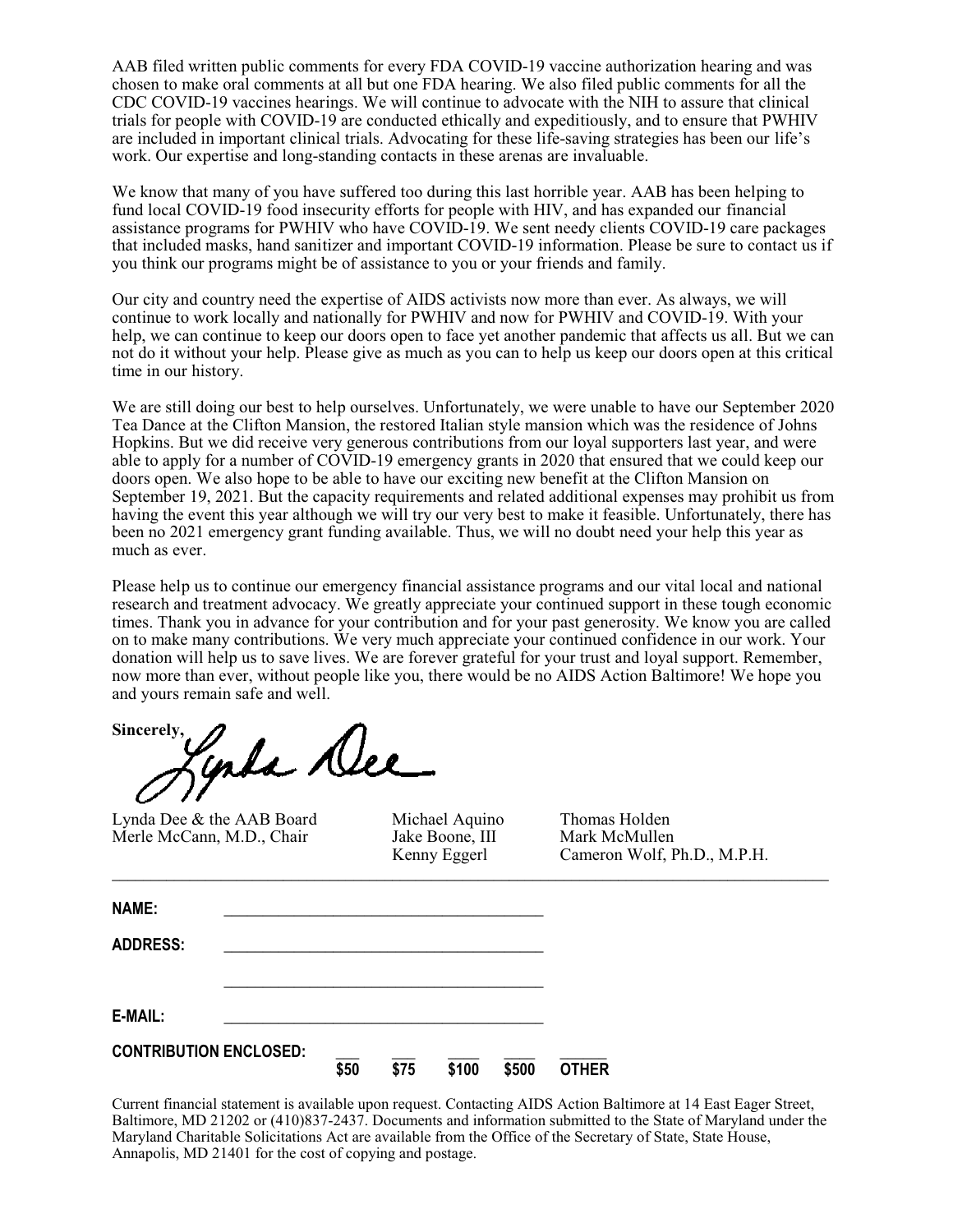AAB filed written public comments for every FDA COVID-19 vaccine authorization hearing and was chosen to make oral comments at all but one FDA hearing. We also filed public comments for all the CDC COVID-19 vaccines hearings. We will continue to advocate with the NIH to assure that clinical trials for people with COVID-19 are conducted ethically and expeditiously, and to ensure that PWHIV are included in important clinical trials. Advocating for these life-saving strategies has been our life's work. Our expertise and long-standing contacts in these arenas are invaluable.

We know that many of you have suffered too during this last horrible year. AAB has been helping to fund local COVID-19 food insecurity efforts for people with HIV, and has expanded our financial assistance programs for PWHIV who have COVID-19. We sent needy clients COVID-19 care packages that included masks, hand sanitizer and important COVID-19 information. Please be sure to contact us if you think our programs might be of assistance to you or your friends and family.

Our city and country need the expertise of AIDS activists now more than ever. As always, we will continue to work locally and nationally for PWHIV and now for PWHIV and COVID-19. With your help, we can continue to keep our doors open to face yet another pandemic that affects us all. But we can not do it without your help. Please give as much as you can to help us keep our doors open at this critical time in our history.

We are still doing our best to help ourselves. Unfortunately, we were unable to have our September 2020 Tea Dance at the Clifton Mansion, the restored Italian style mansion which was the residence of Johns Hopkins. But we did receive very generous contributions from our loyal supporters last year, and were able to apply for a number of COVID-19 emergency grants in 2020 that ensured that we could keep our doors open. We also hope to be able to have our exciting new benefit at the Clifton Mansion on September 19, 2021. But the capacity requirements and related additional expenses may prohibit us from having the event this year although we will try our very best to make it feasible. Unfortunately, there has been no 2021 emergency grant funding available. Thus, we will no doubt need your help this year as much as ever.

Please help us to continue our emergency financial assistance programs and our vital local and national research and treatment advocacy. We greatly appreciate your continued support in these tough economic times. Thank you in advance for your contribution and for your past generosity. We know you are called on to make many contributions. We very much appreciate your continued confidence in our work. Your donation will help us to save lives. We are forever grateful for your trust and loyal support. Remember, now more than ever, without people like you, there would be no AIDS Action Baltimore! We hope you and yours remain safe and well.

**Sincerely,**

Lynda Dee

Lynda Dee & the AAB Board
Merle McCann, M.D., Chair

Michael Aquino
Jake Boone, III
Kenny Eggerl

Thomas Holden
Mark McMullen
Cameron Wolf, Ph.D., M.P.H.

---

**NAME:** ______________________________

**ADDRESS:** ______________________________

______________________________

**E-MAIL:** ______________________________

**CONTRIBUTION ENCLOSED:** ___ **$50** ___ **$75** ___ **$100** ___ **$500** ___ **OTHER**

Current financial statement is available upon request. Contacting AIDS Action Baltimore at 14 East Eager Street, Baltimore, MD 21202 or (410)837-2437. Documents and information submitted to the State of Maryland under the Maryland Charitable Solicitations Act are available from the Office of the Secretary of State, State House, Annapolis, MD 21401 for the cost of copying and postage.